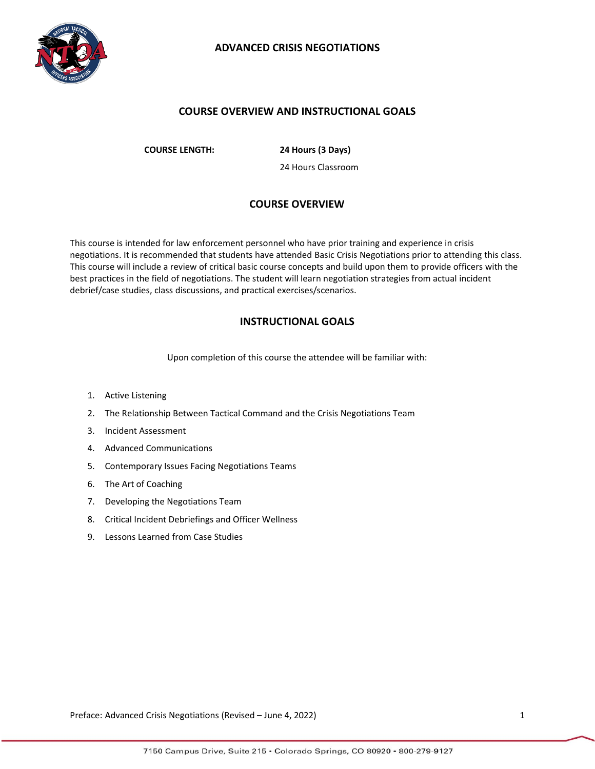# ADVANCED CRISIS NEGOTIATIONS

## COURSE OVERVIEW AND INSTRUCTIONAL GOALS

**COURSE LENGTH:** **24 Hours (3 Days)**

24 Hours Classroom

## COURSE OVERVIEW

This course is intended for law enforcement personnel who have prior training and experience in crisis negotiations. It is recommended that students have attended Basic Crisis Negotiations prior to attending this class. This course will include a review of critical basic course concepts and build upon them to provide officers with the best practices in the field of negotiations. The student will learn negotiation strategies from actual incident debrief/case studies, class discussions, and practical exercises/scenarios.

## INSTRUCTIONAL GOALS

Upon completion of this course the attendee will be familiar with:

1. Active Listening
2. The Relationship Between Tactical Command and the Crisis Negotiations Team
3. Incident Assessment
4. Advanced Communications
5. Contemporary Issues Facing Negotiations Teams
6. The Art of Coaching
7. Developing the Negotiations Team
8. Critical Incident Debriefings and Officer Wellness
9. Lessons Learned from Case Studies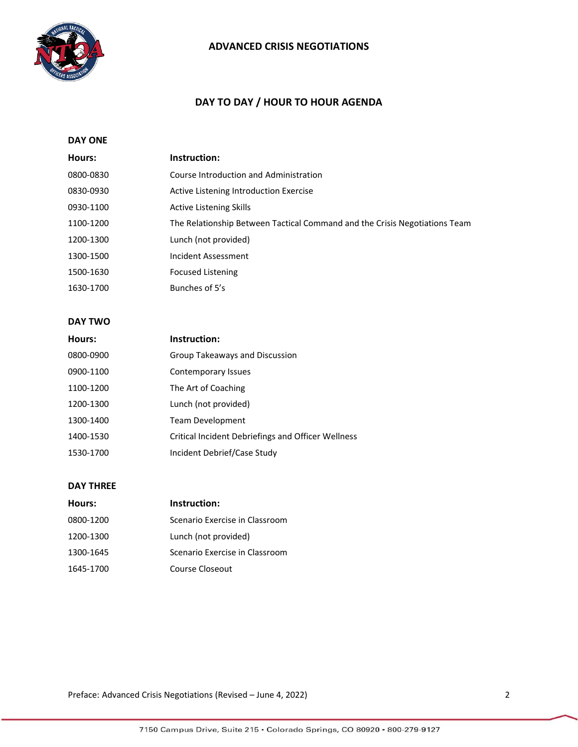# ADVANCED CRISIS NEGOTIATIONS

## DAY TO DAY / HOUR TO HOUR AGENDA

### DAY ONE

| Hours: | Instruction: |
|---|---|
| 0800-0830 | Course Introduction and Administration |
| 0830-0930 | Active Listening Introduction Exercise |
| 0930-1100 | Active Listening Skills |
| 1100-1200 | The Relationship Between Tactical Command and the Crisis Negotiations Team |
| 1200-1300 | Lunch (not provided) |
| 1300-1500 | Incident Assessment |
| 1500-1630 | Focused Listening |
| 1630-1700 | Bunches of 5's |

### DAY TWO

| Hours: | Instruction: |
|---|---|
| 0800-0900 | Group Takeaways and Discussion |
| 0900-1100 | Contemporary Issues |
| 1100-1200 | The Art of Coaching |
| 1200-1300 | Lunch (not provided) |
| 1300-1400 | Team Development |
| 1400-1530 | Critical Incident Debriefings and Officer Wellness |
| 1530-1700 | Incident Debrief/Case Study |

### DAY THREE

| Hours: | Instruction: |
|---|---|
| 0800-1200 | Scenario Exercise in Classroom |
| 1200-1300 | Lunch (not provided) |
| 1300-1645 | Scenario Exercise in Classroom |
| 1645-1700 | Course Closeout |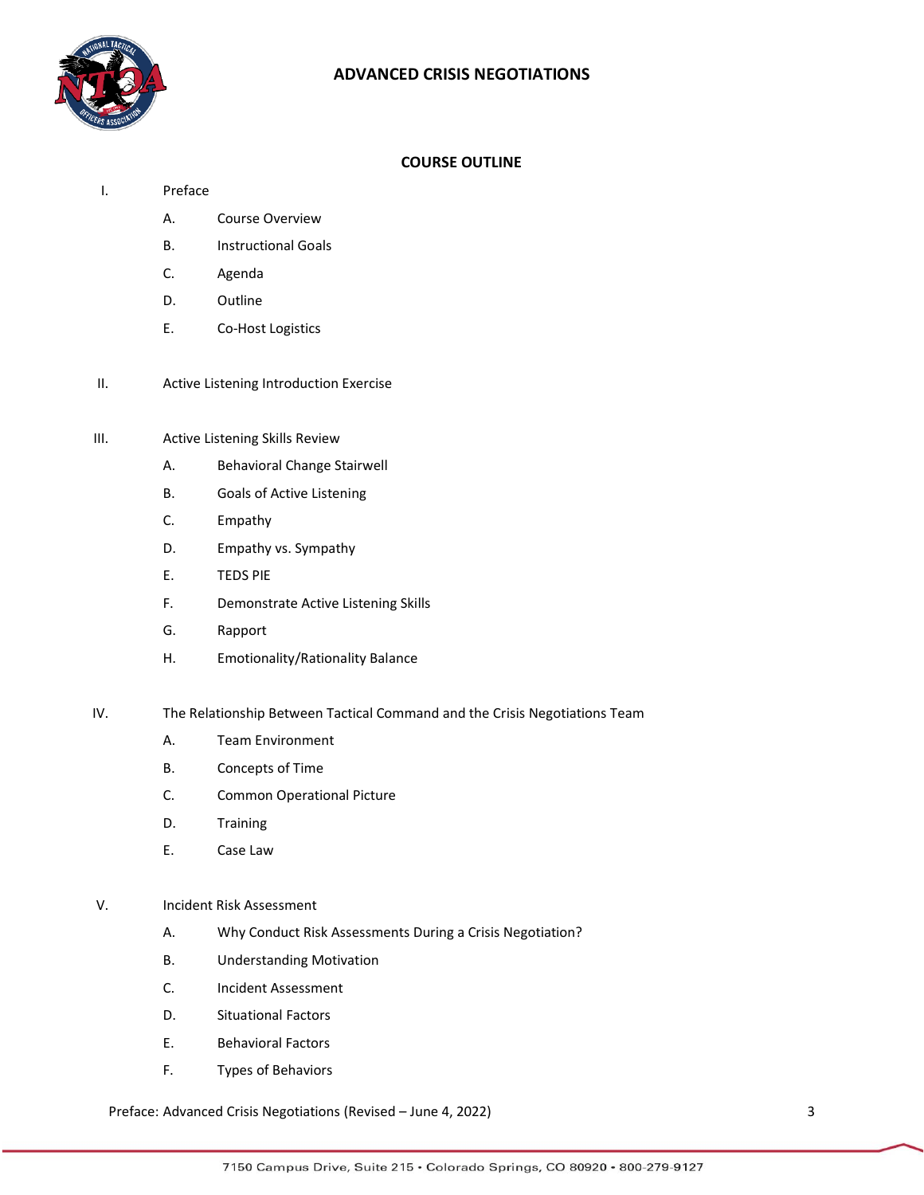# ADVANCED CRISIS NEGOTIATIONS

## COURSE OUTLINE

I. Preface

  A. Course Overview

  B. Instructional Goals

  C. Agenda

  D. Outline

  E. Co-Host Logistics

II. Active Listening Introduction Exercise

III. Active Listening Skills Review

  A. Behavioral Change Stairwell

  B. Goals of Active Listening

  C. Empathy

  D. Empathy vs. Sympathy

  E. TEDS PIE

  F. Demonstrate Active Listening Skills

  G. Rapport

  H. Emotionality/Rationality Balance

IV. The Relationship Between Tactical Command and the Crisis Negotiations Team

  A. Team Environment

  B. Concepts of Time

  C. Common Operational Picture

  D. Training

  E. Case Law

V. Incident Risk Assessment

  A. Why Conduct Risk Assessments During a Crisis Negotiation?

  B. Understanding Motivation

  C. Incident Assessment

  D. Situational Factors

  E. Behavioral Factors

  F. Types of Behaviors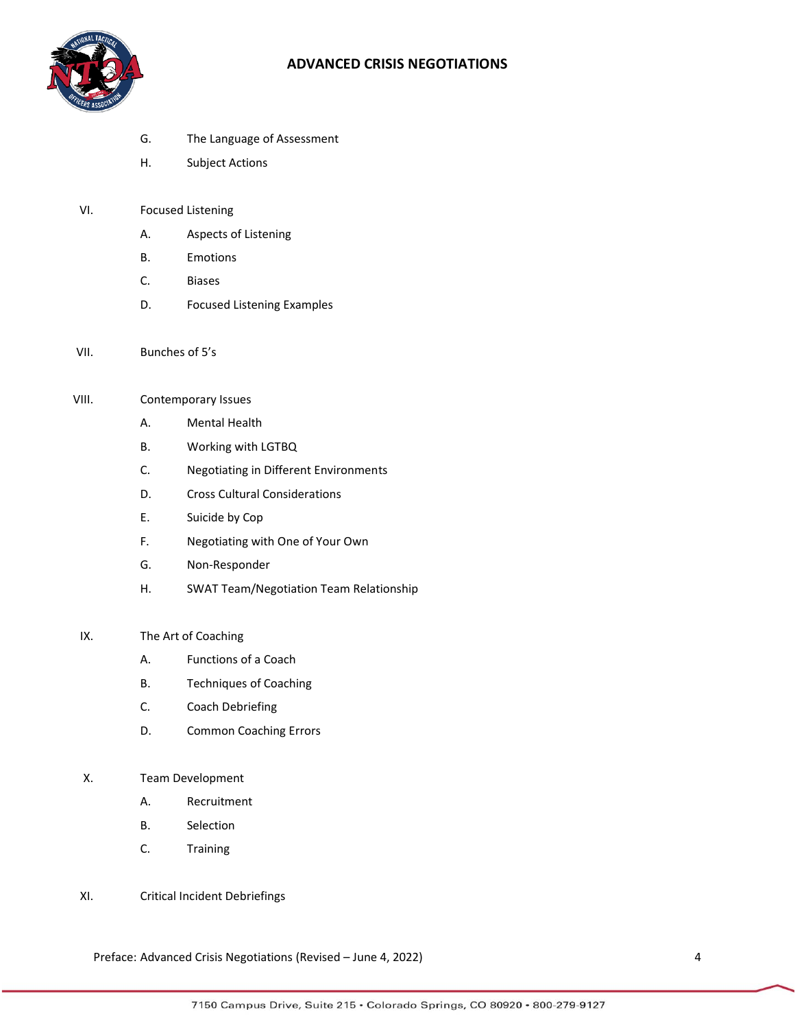G. The Language of Assessment

H. Subject Actions

VI. Focused Listening

A. Aspects of Listening

B. Emotions

C. Biases

D. Focused Listening Examples

VII. Bunches of 5's

VIII. Contemporary Issues

A. Mental Health

B. Working with LGTBQ

C. Negotiating in Different Environments

D. Cross Cultural Considerations

E. Suicide by Cop

F. Negotiating with One of Your Own

G. Non-Responder

H. SWAT Team/Negotiation Team Relationship

IX. The Art of Coaching

A. Functions of a Coach

B. Techniques of Coaching

C. Coach Debriefing

D. Common Coaching Errors

X. Team Development

A. Recruitment

B. Selection

C. Training

XI. Critical Incident Debriefings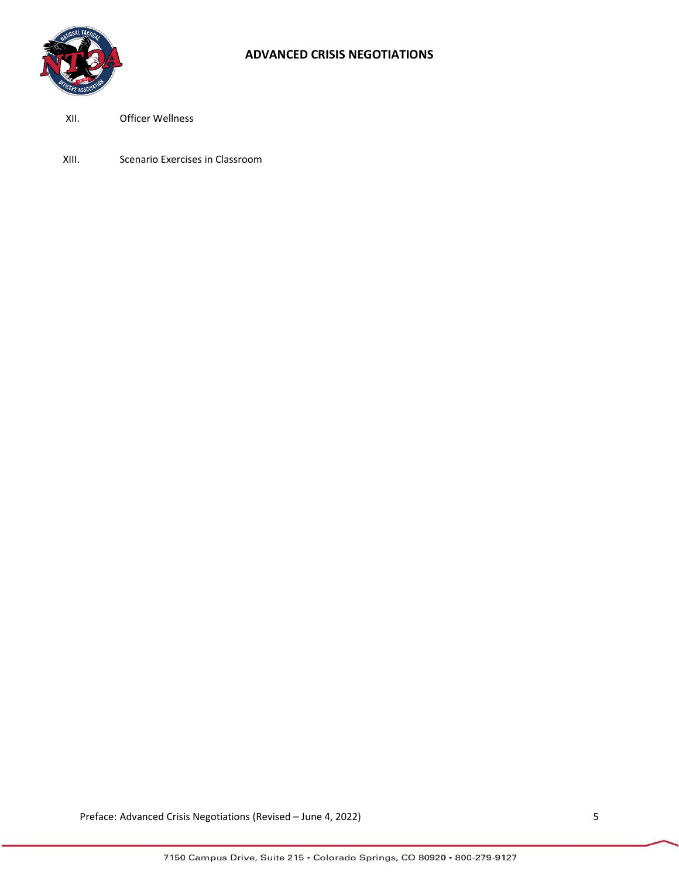XII. Officer Wellness

XIII. Scenario Exercises in Classroom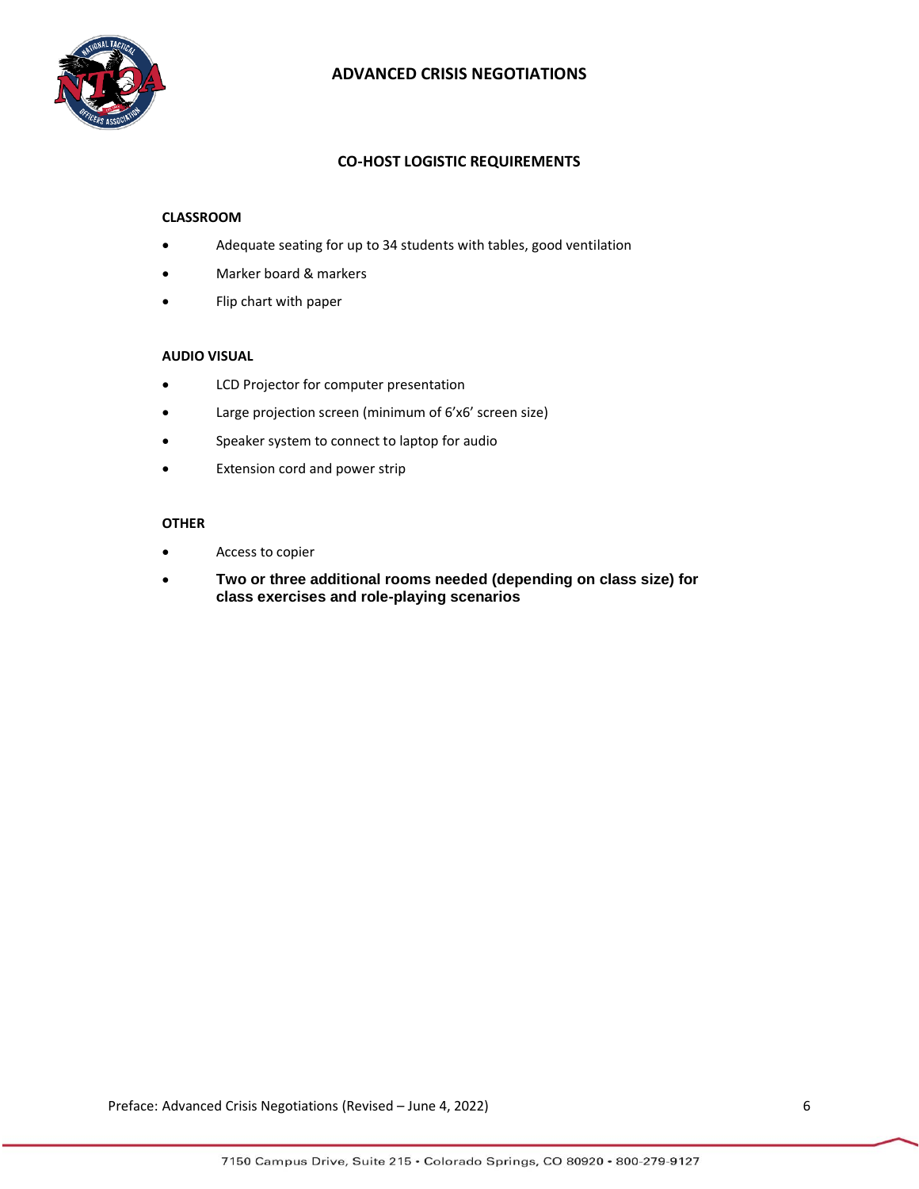# ADVANCED CRISIS NEGOTIATIONS

## CO-HOST LOGISTIC REQUIREMENTS

### CLASSROOM

- Adequate seating for up to 34 students with tables, good ventilation
- Marker board & markers
- Flip chart with paper

### AUDIO VISUAL

- LCD Projector for computer presentation
- Large projection screen (minimum of 6'x6' screen size)
- Speaker system to connect to laptop for audio
- Extension cord and power strip

### OTHER

- Access to copier
- **Two or three additional rooms needed (depending on class size) for class exercises and role-playing scenarios**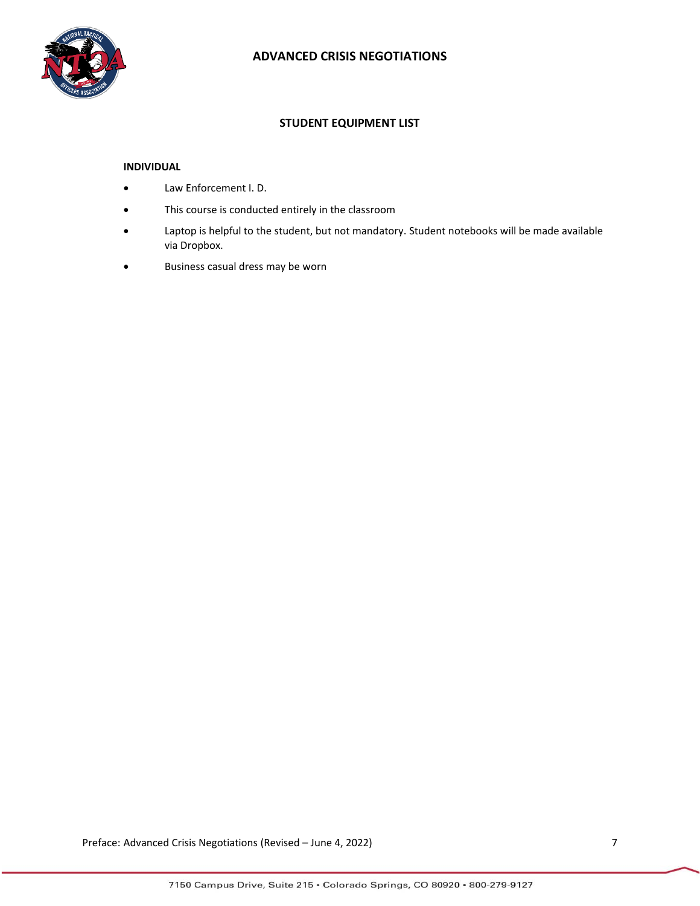# ADVANCED CRISIS NEGOTIATIONS

## STUDENT EQUIPMENT LIST

**INDIVIDUAL**

- Law Enforcement I. D.
- This course is conducted entirely in the classroom
- Laptop is helpful to the student, but not mandatory. Student notebooks will be made available via Dropbox.
- Business casual dress may be worn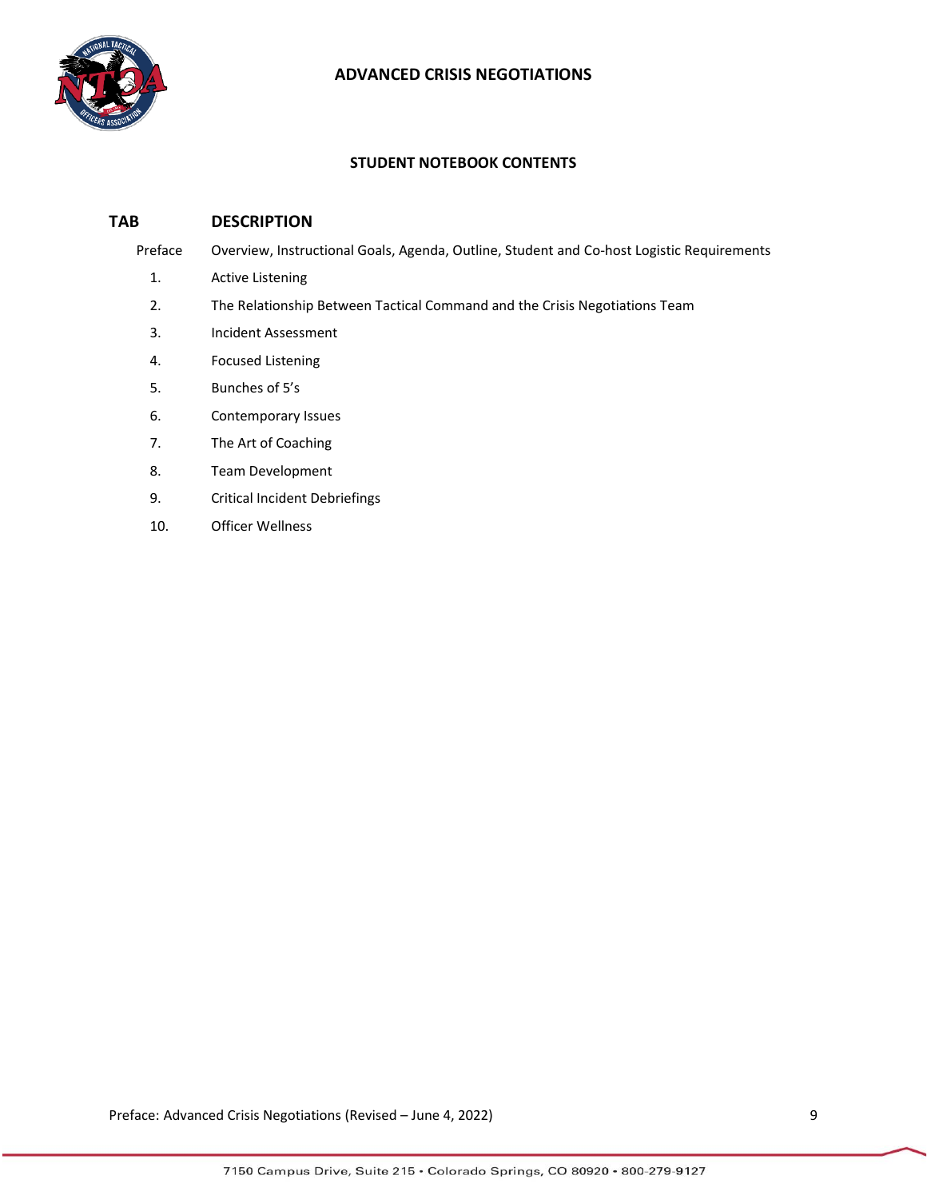# ADVANCED CRISIS NEGOTIATIONS

## STUDENT NOTEBOOK CONTENTS

| TAB | DESCRIPTION |
|---|---|
| Preface | Overview, Instructional Goals, Agenda, Outline, Student and Co-host Logistic Requirements |
| 1. | Active Listening |
| 2. | The Relationship Between Tactical Command and the Crisis Negotiations Team |
| 3. | Incident Assessment |
| 4. | Focused Listening |
| 5. | Bunches of 5's |
| 6. | Contemporary Issues |
| 7. | The Art of Coaching |
| 8. | Team Development |
| 9. | Critical Incident Debriefings |
| 10. | Officer Wellness |